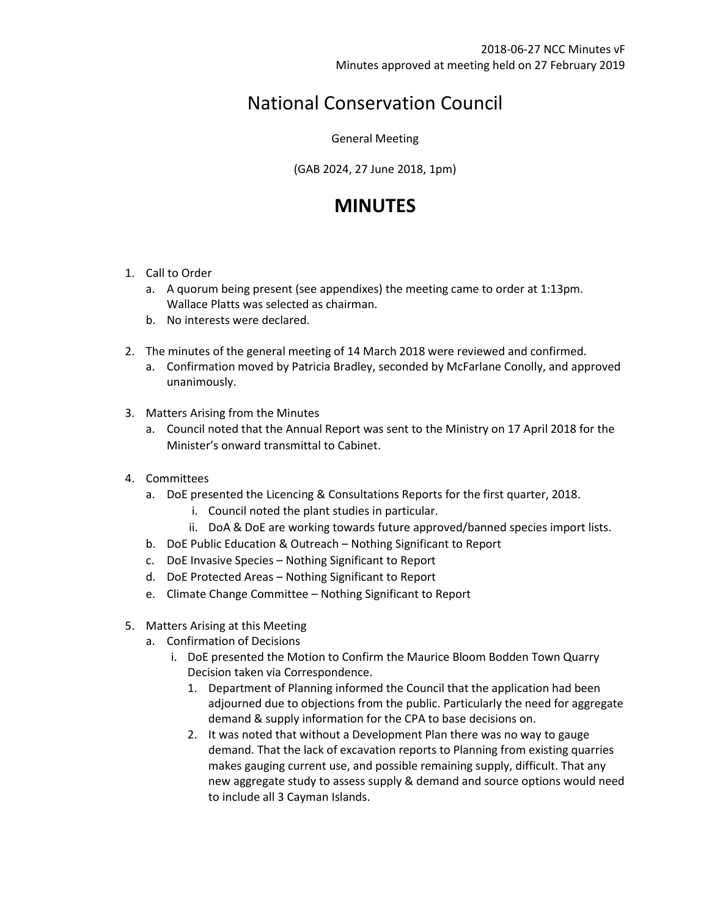2018-06-27 NCC Minutes vF
Minutes approved at meeting held on 27 February 2019

# National Conservation Council

General Meeting

(GAB 2024, 27 June 2018, 1pm)

# MINUTES

1. Call to Order
   a. A quorum being present (see appendixes) the meeting came to order at 1:13pm. Wallace Platts was selected as chairman.
   b. No interests were declared.

2. The minutes of the general meeting of 14 March 2018 were reviewed and confirmed.
   a. Confirmation moved by Patricia Bradley, seconded by McFarlane Conolly, and approved unanimously.

3. Matters Arising from the Minutes
   a. Council noted that the Annual Report was sent to the Ministry on 17 April 2018 for the Minister's onward transmittal to Cabinet.

4. Committees
   a. DoE presented the Licencing & Consultations Reports for the first quarter, 2018.
      i. Council noted the plant studies in particular.
      ii. DoA & DoE are working towards future approved/banned species import lists.
   b. DoE Public Education & Outreach – Nothing Significant to Report
   c. DoE Invasive Species – Nothing Significant to Report
   d. DoE Protected Areas – Nothing Significant to Report
   e. Climate Change Committee – Nothing Significant to Report

5. Matters Arising at this Meeting
   a. Confirmation of Decisions
      i. DoE presented the Motion to Confirm the Maurice Bloom Bodden Town Quarry Decision taken via Correspondence.
         1. Department of Planning informed the Council that the application had been adjourned due to objections from the public. Particularly the need for aggregate demand & supply information for the CPA to base decisions on.
         2. It was noted that without a Development Plan there was no way to gauge demand. That the lack of excavation reports to Planning from existing quarries makes gauging current use, and possible remaining supply, difficult. That any new aggregate study to assess supply & demand and source options would need to include all 3 Cayman Islands.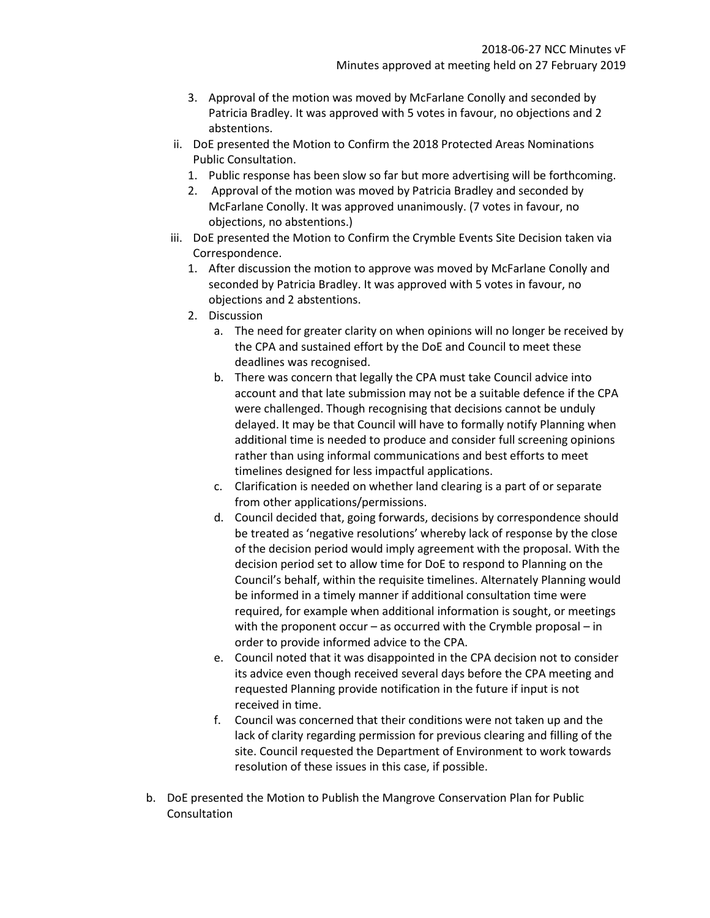3. Approval of the motion was moved by McFarlane Conolly and seconded by Patricia Bradley. It was approved with 5 votes in favour, no objections and 2 abstentions.

ii. DoE presented the Motion to Confirm the 2018 Protected Areas Nominations Public Consultation.

   1. Public response has been slow so far but more advertising will be forthcoming.
   2. Approval of the motion was moved by Patricia Bradley and seconded by McFarlane Conolly. It was approved unanimously. (7 votes in favour, no objections, no abstentions.)

iii. DoE presented the Motion to Confirm the Crymble Events Site Decision taken via Correspondence.

   1. After discussion the motion to approve was moved by McFarlane Conolly and seconded by Patricia Bradley. It was approved with 5 votes in favour, no objections and 2 abstentions.
   2. Discussion
      a. The need for greater clarity on when opinions will no longer be received by the CPA and sustained effort by the DoE and Council to meet these deadlines was recognised.
      b. There was concern that legally the CPA must take Council advice into account and that late submission may not be a suitable defence if the CPA were challenged. Though recognising that decisions cannot be unduly delayed. It may be that Council will have to formally notify Planning when additional time is needed to produce and consider full screening opinions rather than using informal communications and best efforts to meet timelines designed for less impactful applications.
      c. Clarification is needed on whether land clearing is a part of or separate from other applications/permissions.
      d. Council decided that, going forwards, decisions by correspondence should be treated as 'negative resolutions' whereby lack of response by the close of the decision period would imply agreement with the proposal. With the decision period set to allow time for DoE to respond to Planning on the Council's behalf, within the requisite timelines. Alternately Planning would be informed in a timely manner if additional consultation time were required, for example when additional information is sought, or meetings with the proponent occur – as occurred with the Crymble proposal – in order to provide informed advice to the CPA.
      e. Council noted that it was disappointed in the CPA decision not to consider its advice even though received several days before the CPA meeting and requested Planning provide notification in the future if input is not received in time.
      f. Council was concerned that their conditions were not taken up and the lack of clarity regarding permission for previous clearing and filling of the site. Council requested the Department of Environment to work towards resolution of these issues in this case, if possible.

b. DoE presented the Motion to Publish the Mangrove Conservation Plan for Public Consultation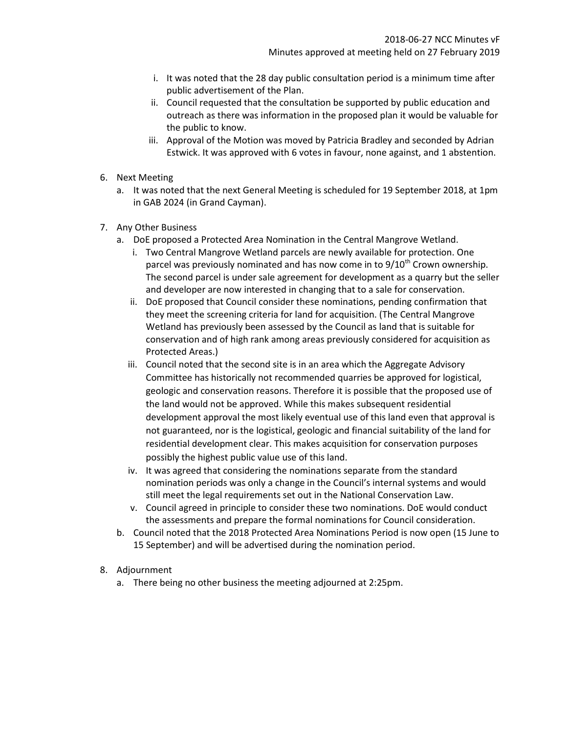i. It was noted that the 28 day public consultation period is a minimum time after public advertisement of the Plan.
ii. Council requested that the consultation be supported by public education and outreach as there was information in the proposed plan it would be valuable for the public to know.
iii. Approval of the Motion was moved by Patricia Bradley and seconded by Adrian Estwick. It was approved with 6 votes in favour, none against, and 1 abstention.

6. Next Meeting
   a. It was noted that the next General Meeting is scheduled for 19 September 2018, at 1pm in GAB 2024 (in Grand Cayman).

7. Any Other Business
   a. DoE proposed a Protected Area Nomination in the Central Mangrove Wetland.
      i. Two Central Mangrove Wetland parcels are newly available for protection. One parcel was previously nominated and has now come in to 9/10th Crown ownership. The second parcel is under sale agreement for development as a quarry but the seller and developer are now interested in changing that to a sale for conservation.
      ii. DoE proposed that Council consider these nominations, pending confirmation that they meet the screening criteria for land for acquisition. (The Central Mangrove Wetland has previously been assessed by the Council as land that is suitable for conservation and of high rank among areas previously considered for acquisition as Protected Areas.)
      iii. Council noted that the second site is in an area which the Aggregate Advisory Committee has historically not recommended quarries be approved for logistical, geologic and conservation reasons. Therefore it is possible that the proposed use of the land would not be approved. While this makes subsequent residential development approval the most likely eventual use of this land even that approval is not guaranteed, nor is the logistical, geologic and financial suitability of the land for residential development clear. This makes acquisition for conservation purposes possibly the highest public value use of this land.
      iv. It was agreed that considering the nominations separate from the standard nomination periods was only a change in the Council's internal systems and would still meet the legal requirements set out in the National Conservation Law.
      v. Council agreed in principle to consider these two nominations. DoE would conduct the assessments and prepare the formal nominations for Council consideration.
   b. Council noted that the 2018 Protected Area Nominations Period is now open (15 June to 15 September) and will be advertised during the nomination period.

8. Adjournment
   a. There being no other business the meeting adjourned at 2:25pm.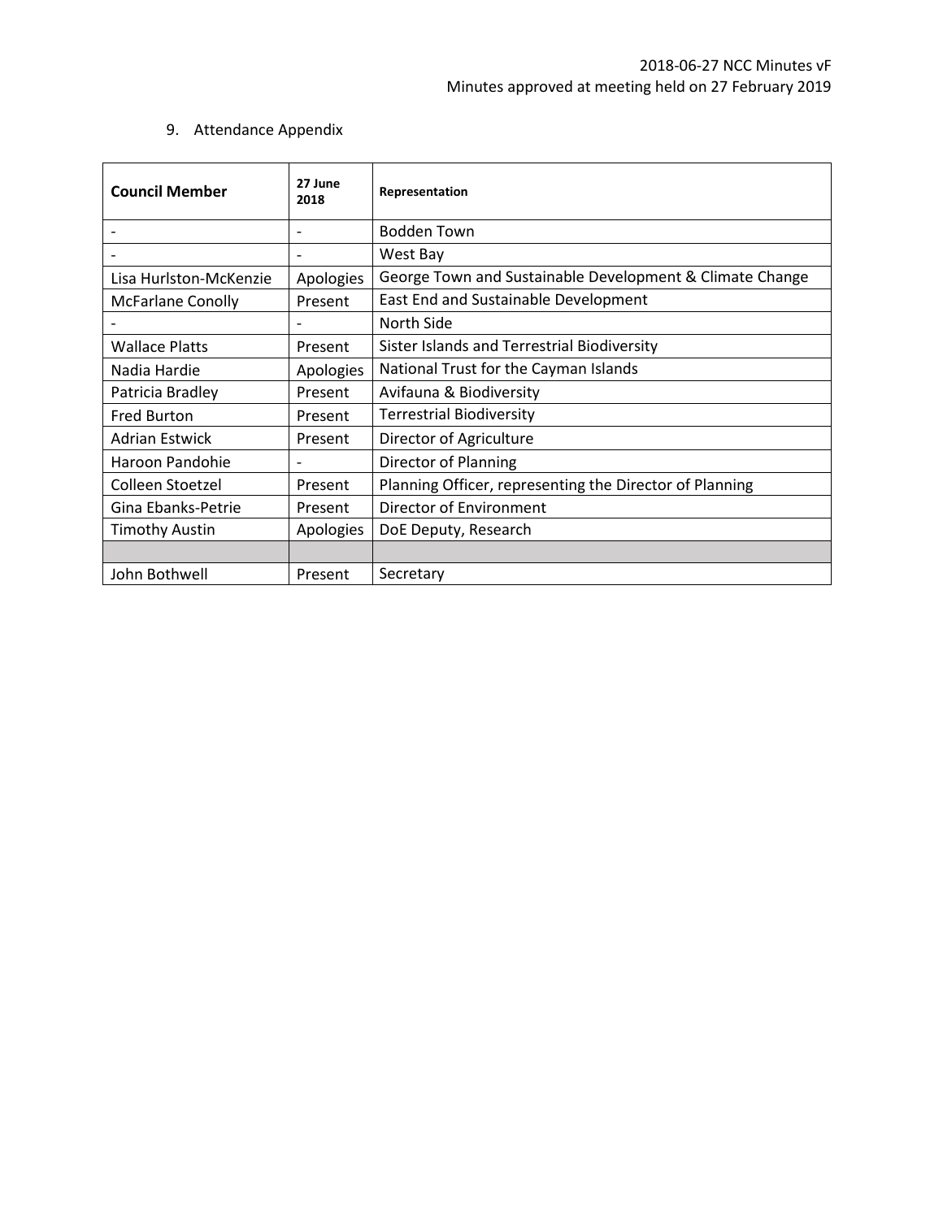9. Attendance Appendix

| Council Member | 27 June 2018 | Representation |
|---|---|---|
| - | - | Bodden Town |
| - | - | West Bay |
| Lisa Hurlston-McKenzie | Apologies | George Town and Sustainable Development & Climate Change |
| McFarlane Conolly | Present | East End and Sustainable Development |
| - | - | North Side |
| Wallace Platts | Present | Sister Islands and Terrestrial Biodiversity |
| Nadia Hardie | Apologies | National Trust for the Cayman Islands |
| Patricia Bradley | Present | Avifauna & Biodiversity |
| Fred Burton | Present | Terrestrial Biodiversity |
| Adrian Estwick | Present | Director of Agriculture |
| Haroon Pandohie | - | Director of Planning |
| Colleen Stoetzel | Present | Planning Officer, representing the Director of Planning |
| Gina Ebanks-Petrie | Present | Director of Environment |
| Timothy Austin | Apologies | DoE Deputy, Research |
| | | |
| John Bothwell | Present | Secretary |